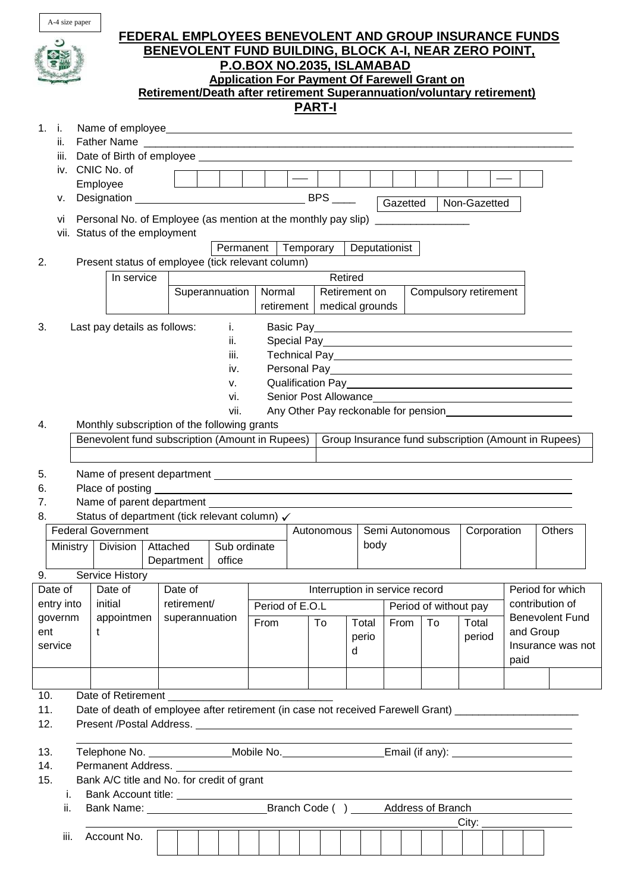A-4 size paper

# FEDERAL EMPLOYEES BENEVOLENT AND GROUP INSURANCE FUNDS
## BENEVOLENT FUND BUILDING, BLOCK A-I, NEAR ZERO POINT, P.O.BOX NO.2035, ISLAMABAD
### Application For Payment Of Farewell Grant on Retirement/Death after retirement Superannuation/voluntary retirement)
### PART-I

1. i. Name of employee\_\_\_\_\_\_\_\_\_\_\_\_\_\_\_\_\_\_\_\_\_\_\_\_\_\_\_\_\_\_\_\_\_\_\_\_\_\_\_\_
   ii. Father Name \_\_\_\_\_\_\_\_\_\_\_\_\_\_\_\_\_\_\_\_\_\_\_\_\_\_\_\_\_\_\_\_\_\_\_\_\_\_\_\_
   iii. Date of Birth of employee \_\_\_\_\_\_\_\_\_\_\_\_\_\_\_\_\_\_\_\_\_\_\_\_\_\_\_\_\_\_\_\_\_\_\_\_\_\_\_\_
   iv. CNIC No. of Employee

| | | | | | — | | | | | | | | | — | |
|---|---|---|---|---|---|---|---|---|---|---|---|---|---|---|---|

   v. Designation \_\_\_\_\_\_\_\_\_\_\_\_\_\_\_\_\_\_\_\_\_\_\_\_\_\_ BPS \_\_\_\_

| Gazetted | Non-Gazetted |
|---|---|

   vi Personal No. of Employee (as mention at the monthly pay slip) \_\_\_\_\_\_\_\_\_\_\_\_\_\_\_\_
   vii. Status of the employment

| Permanent | Temporary | Deputationist |
|---|---|---|

2. Present status of employee (tick relevant column)

| In service | Retired | | | |
|---|---|---|---|---|
| | Superannuation | Normal retirement | Retirement on medical grounds | Compulsory retirement |
| | | | | |

3. Last pay details as follows:
   i. Basic Pay\_\_\_\_\_\_\_\_\_\_\_\_\_\_\_\_\_\_\_\_\_\_\_\_\_\_\_\_\_\_\_\_\_\_\_\_\_\_\_\_
   ii. Special Pay\_\_\_\_\_\_\_\_\_\_\_\_\_\_\_\_\_\_\_\_\_\_\_\_\_\_\_\_\_\_\_\_\_\_\_\_\_\_\_\_
   iii. Technical Pay\_\_\_\_\_\_\_\_\_\_\_\_\_\_\_\_\_\_\_\_\_\_\_\_\_\_\_\_\_\_\_\_\_\_\_\_\_\_\_\_
   iv. Personal Pay\_\_\_\_\_\_\_\_\_\_\_\_\_\_\_\_\_\_\_\_\_\_\_\_\_\_\_\_\_\_\_\_\_\_\_\_\_\_\_\_
   v. Qualification Pay\_\_\_\_\_\_\_\_\_\_\_\_\_\_\_\_\_\_\_\_\_\_\_\_\_\_\_\_\_\_\_\_\_\_\_\_\_\_\_\_
   vi. Senior Post Allowance\_\_\_\_\_\_\_\_\_\_\_\_\_\_\_\_\_\_\_\_\_\_\_\_\_\_\_\_\_\_\_\_\_\_\_\_\_\_\_\_
   vii. Any Other Pay reckonable for pension\_\_\_\_\_\_\_\_\_\_\_\_\_\_\_\_\_\_\_\_\_\_\_\_

4. Monthly subscription of the following grants

| Benevolent fund subscription (Amount in Rupees) | Group Insurance fund subscription (Amount in Rupees) |
|---|---|
| | |

5. Name of present department \_\_\_\_\_\_\_\_\_\_\_\_\_\_\_\_\_\_\_\_\_\_\_\_\_\_\_\_\_\_\_\_\_\_\_\_\_\_\_\_
6. Place of posting \_\_\_\_\_\_\_\_\_\_\_\_\_\_\_\_\_\_\_\_\_\_\_\_\_\_\_\_\_\_\_\_\_\_\_\_\_\_\_\_
7. Name of parent department \_\_\_\_\_\_\_\_\_\_\_\_\_\_\_\_\_\_\_\_\_\_\_\_\_\_\_\_\_\_\_\_\_\_\_\_\_\_\_\_
8. Status of department (tick relevant column) ✓

| Federal Government | | | | Autonomous | Semi Autonomous body | Corporation | Others |
|---|---|---|---|---|---|---|---|
| Ministry | Division | Attached Department | Sub ordinate office | | | | |

9. Service History

| Date of entry into government service | Date of initial appointment | Date of retirement/ superannuation | Interruption in service record | | | | | | Period for which contribution of Benevolent Fund and Group Insurance was not paid | |
|---|---|---|---|---|---|---|---|---|---|---|
| | | | Period of E.O.L | | | Period of without pay | | | | |
| | | | From | To | Total period | From | To | Total period | | |
| | | | | | | | | | | |

10. Date of Retirement \_\_\_\_\_\_\_\_\_\_\_\_\_\_\_\_\_\_\_\_\_\_\_\_\_\_\_\_
11. Date of death of employee after retirement (in case not received Farewell Grant) \_\_\_\_\_\_\_\_\_\_\_\_\_\_\_\_\_\_\_\_\_
12. Present /Postal Address. \_\_\_\_\_\_\_\_\_\_\_\_\_\_\_\_\_\_\_\_\_\_\_\_\_\_\_\_\_\_\_\_\_\_\_\_\_\_\_\_
13. Telephone No. \_\_\_\_\_\_\_\_\_\_\_\_\_\_Mobile No.\_\_\_\_\_\_\_\_\_\_\_\_\_\_\_\_\_Email (if any): \_\_\_\_\_\_\_\_\_\_\_\_\_\_\_\_\_\_\_\_\_
14. Permanent Address. \_\_\_\_\_\_\_\_\_\_\_\_\_\_\_\_\_\_\_\_\_\_\_\_\_\_\_\_\_\_\_\_\_\_\_\_\_\_\_\_
15. Bank A/C title and No. for credit of grant
    i. Bank Account title: \_\_\_\_\_\_\_\_\_\_\_\_\_\_\_\_\_\_\_\_\_\_\_\_\_\_\_\_\_\_\_\_\_\_\_\_\_\_\_\_
    ii. Bank Name: \_\_\_\_\_\_\_\_\_\_\_\_\_\_\_\_\_\_\_\_Branch Code ( ) \_\_\_\_\_\_ Address of Branch \_\_\_\_\_\_\_\_\_\_\_\_\_\_\_\_ City: \_\_\_\_\_\_\_\_\_\_\_\_\_\_\_\_\_
    iii. Account No.

| | | | | | | | | | | | | | | | | | | | |
|---|---|---|---|---|---|---|---|---|---|---|---|---|---|---|---|---|---|---|---|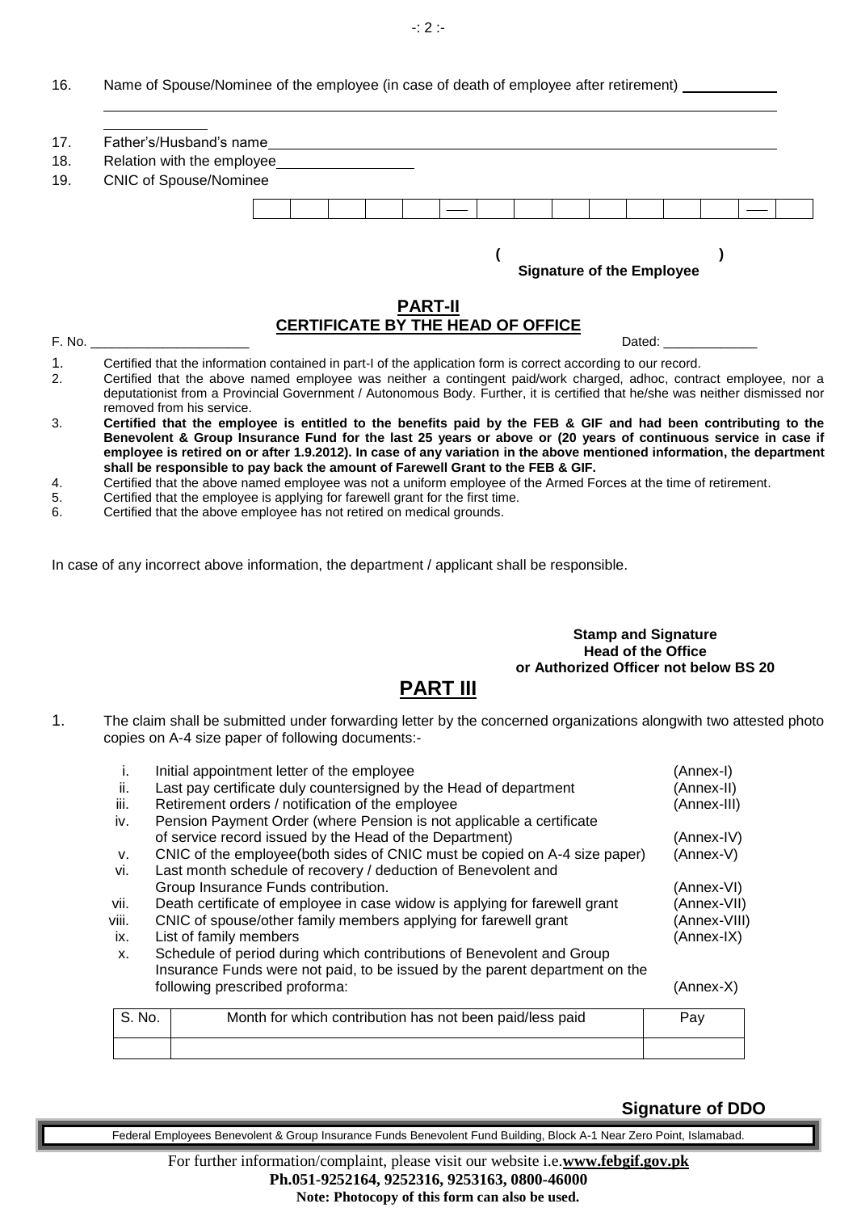16. Name of Spouse/Nominee of the employee (in case of death of employee after retirement) ____________

_______________________________________________________________________________

17. Father's/Husband's name_______________________________________________________________
18. Relation with the employee_________________
19. CNIC of Spouse/Nominee

| | | | | | | | | | | | | | | |
|---|---|---|---|---|---|---|---|---|---|---|---|---|---|---|
| | | | | | — | | | | | | | | — | |

( )
**Signature of the Employee**

## PART-II
## CERTIFICATE BY THE HEAD OF OFFICE

F. No. _____________________ Dated: _____________

1. Certified that the information contained in part-I of the application form is correct according to our record.
2. Certified that the above named employee was neither a contingent paid/work charged, adhoc, contract employee, nor a deputationist from a Provincial Government / Autonomous Body. Further, it is certified that he/she was neither dismissed nor removed from his service.
3. **Certified that the employee is entitled to the benefits paid by the FEB & GIF and had been contributing to the Benevolent & Group Insurance Fund for the last 25 years or above or (20 years of continuous service in case if employee is retired on or after 1.9.2012). In case of any variation in the above mentioned information, the department shall be responsible to pay back the amount of Farewell Grant to the FEB & GIF.**
4. Certified that the above named employee was not a uniform employee of the Armed Forces at the time of retirement.
5. Certified that the employee is applying for farewell grant for the first time.
6. Certified that the above employee has not retired on medical grounds.

In case of any incorrect above information, the department / applicant shall be responsible.

**Stamp and Signature**
**Head of the Office**
**or Authorized Officer not below BS 20**

## PART III

1. The claim shall be submitted under forwarding letter by the concerned organizations alongwith two attested photo copies on A-4 size paper of following documents:-

   i. Initial appointment letter of the employee (Annex-I)
   ii. Last pay certificate duly countersigned by the Head of department (Annex-II)
   iii. Retirement orders / notification of the employee (Annex-III)
   iv. Pension Payment Order (where Pension is not applicable a certificate of service record issued by the Head of the Department) (Annex-IV)
   v. CNIC of the employee(both sides of CNIC must be copied on A-4 size paper) (Annex-V)
   vi. Last month schedule of recovery / deduction of Benevolent and Group Insurance Funds contribution. (Annex-VI)
   vii. Death certificate of employee in case widow is applying for farewell grant (Annex-VII)
   viii. CNIC of spouse/other family members applying for farewell grant (Annex-VIII)
   ix. List of family members (Annex-IX)
   x. Schedule of period during which contributions of Benevolent and Group Insurance Funds were not paid, to be issued by the parent department on the following prescribed proforma: (Annex-X)

| S. No. | Month for which contribution has not been paid/less paid | Pay |
|---|---|---|
| | | |

**Signature of DDO**

Federal Employees Benevolent & Group Insurance Funds Benevolent Fund Building, Block A-1 Near Zero Point, Islamabad.

For further information/complaint, please visit our website i.e.**www.febgif.gov.pk**
**Ph.051-9252164, 9252316, 9253163, 0800-46000**
**Note: Photocopy of this form can also be used.**